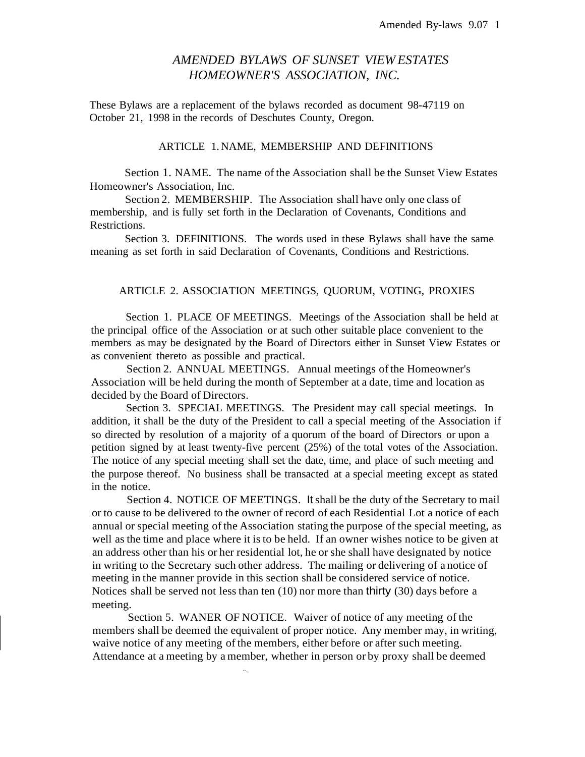# *AMENDED BYLAWS OF SUNSET VIEW ESTATES HOMEOWNER'S ASSOCIATION, INC.*

These Bylaws are a replacement of the bylaws recorded as document 98-47119 on October 21, 1998 in the records of Deschutes County, Oregon.

## ARTICLE 1. NAME, MEMBERSHIP AND DEFINITIONS

Section 1. NAME. The name of the Association shall be the Sunset View Estates Homeowner's Association, Inc.

Section 2. MEMBERSHIP. The Association shall have only one class of membership, and is fully set forth in the Declaration of Covenants, Conditions and Restrictions.

Section 3. DEFINITIONS. The words used in these Bylaws shall have the same meaning as set forth in said Declaration of Covenants, Conditions and Restrictions.

## ARTICLE 2. ASSOCIATION MEETINGS, QUORUM, VOTING, PROXIES

Section 1. PLACE OF MEETINGS. Meetings of the Association shall be held at the principal office of the Association or at such other suitable place convenient to the members as may be designated by the Board of Directors either in Sunset View Estates or as convenient thereto as possible and practical.

Section 2. ANNUAL MEETINGS. Annual meetings of the Homeowner's Association will be held during the month of September at a date, time and location as decided by the Board of Directors.

Section 3. SPECIAL MEETINGS. The President may call special meetings. In addition, it shall be the duty of the President to call a special meeting of the Association if so directed by resolution of a majority of a quorum of the board of Directors or upon a petition signed by at least twenty-five percent (25%) of the total votes of the Association. The notice of any special meeting shall set the date, time, and place of such meeting and the purpose thereof. No business shall be transacted at a special meeting except as stated in the notice.

Section 4. NOTICE OF MEETINGS. It shall be the duty of the Secretary to mail or to cause to be delivered to the owner of record of each Residential Lot a notice of each annual or special meeting of the Association stating the purpose of the special meeting, as well as the time and place where it is to be held. If an owner wishes notice to be given at an address other than his or her residential lot, he or she shall have designated by notice in writing to the Secretary such other address. The mailing or delivering of a notice of meeting in the manner provide in this section shall be considered service of notice. Notices shall be served not less than ten (10) nor more than thirty (30) days before a meeting.

Section 5. WANER OF NOTICE. Waiver of notice of any meeting of the members shall be deemed the equivalent of proper notice. Any member may, in writing, waive notice of any meeting of the members, either before or after such meeting. Attendance at a meeting by a member, whether in person or by proxy shall be deemed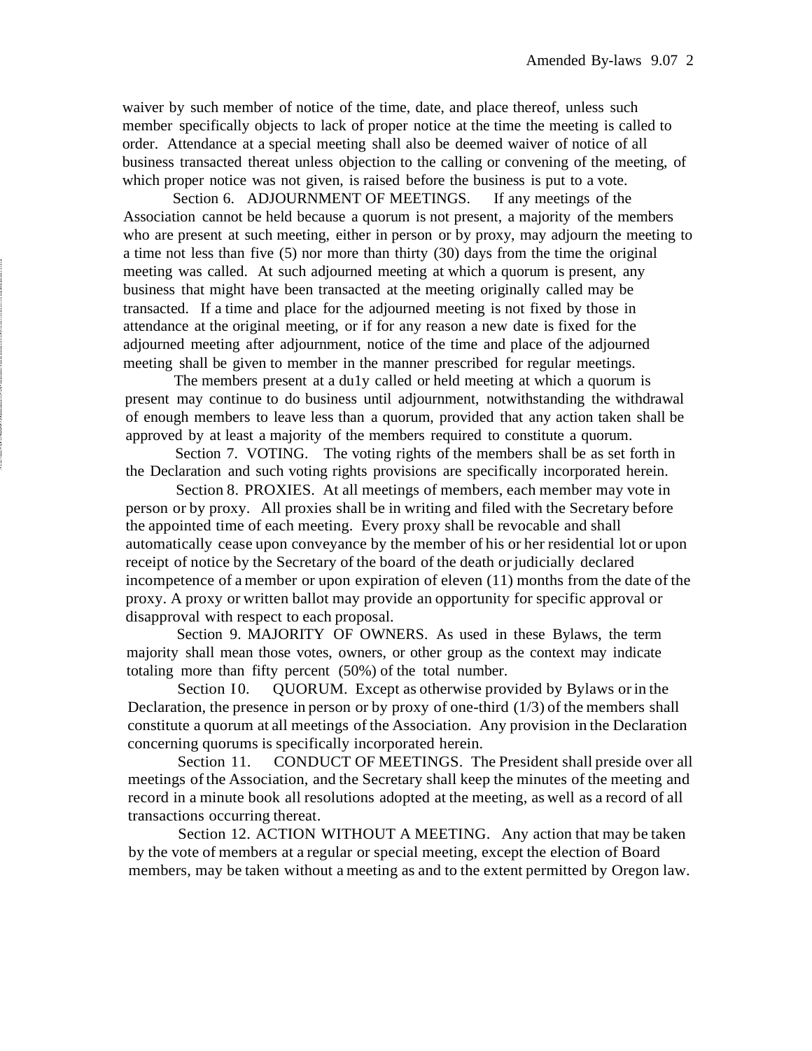waiver by such member of notice of the time, date, and place thereof, unless such member specifically objects to lack of proper notice at the time the meeting is called to order. Attendance at a special meeting shall also be deemed waiver of notice of all business transacted thereat unless objection to the calling or convening of the meeting, of which proper notice was not given, is raised before the business is put to a vote.

Section 6. ADJOURNMENT OF MEETINGS. If any meetings of the Association cannot be held because a quorum is not present, a majority of the members who are present at such meeting, either in person or by proxy, may adjourn the meeting to a time not less than five (5) nor more than thirty (30) days from the time the original meeting was called. At such adjourned meeting at which a quorum is present, any business that might have been transacted at the meeting originally called may be transacted. If a time and place for the adjourned meeting is not fixed by those in attendance at the original meeting, or if for any reason a new date is fixed for the adjourned meeting after adjournment, notice of the time and place of the adjourned meeting shall be given to member in the manner prescribed for regular meetings.

The members present at a du1y called or held meeting at which a quorum is present may continue to do business until adjournment, notwithstanding the withdrawal of enough members to leave less than a quorum, provided that any action taken shall be approved by at least a majority of the members required to constitute a quorum.

Section 7. VOTING. The voting rights of the members shall be as set forth in the Declaration and such voting rights provisions are specifically incorporated herein.

Section 8. PROXIES. At all meetings of members, each member may vote in person or by proxy. All proxies shall be in writing and filed with the Secretary before the appointed time of each meeting. Every proxy shall be revocable and shall automatically cease upon conveyance by the member of his or her residential lot or upon receipt of notice by the Secretary of the board of the death or judicially declared incompetence of a member or upon expiration of eleven (11) months from the date of the proxy. A proxy or written ballot may provide an opportunity for specific approval or disapproval with respect to each proposal.

Section 9. MAJORITY OF OWNERS. As used in these Bylaws, the term majority shall mean those votes, owners, or other group as the context may indicate totaling more than fifty percent (50%) of the total number.

Section I0. QUORUM. Except as otherwise provided by Bylaws or in the Declaration, the presence in person or by proxy of one-third (1/3) of the members shall constitute a quorum at all meetings of the Association. Any provision in the Declaration concerning quorums is specifically incorporated herein.

Section 11. CONDUCT OF MEETINGS. The President shall preside over all meetings of the Association, and the Secretary shall keep the minutes of the meeting and record in a minute book all resolutions adopted at the meeting, as well as a record of all transactions occurring thereat.

Section 12. ACTION WITHOUT A MEETING. Any action that may be taken by the vote of members at a regular or special meeting, except the election of Board members, may be taken without a meeting as and to the extent permitted by Oregon law.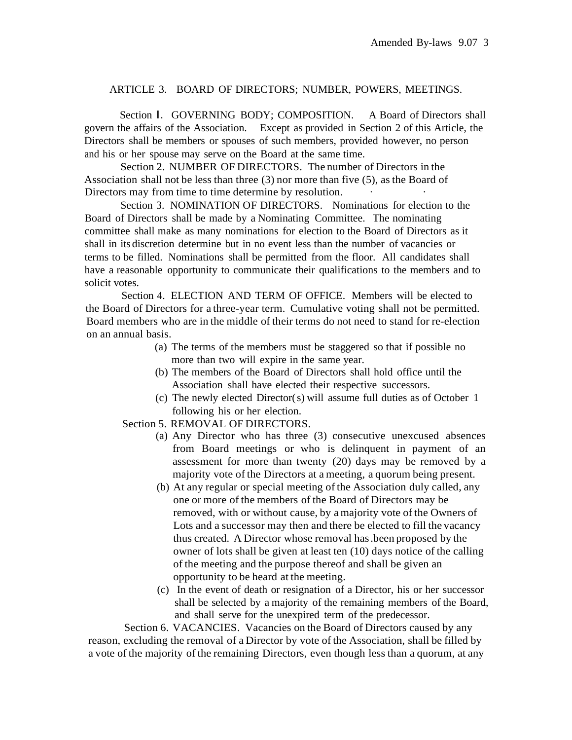## ARTICLE 3. BOARD OF DIRECTORS; NUMBER, POWERS, MEETINGS.

Section I. GOVERNING BODY; COMPOSITION. A Board of Directors shall govern the affairs of the Association. Except as provided in Section 2 of this Article, the Directors shall be members or spouses of such members, provided however, no person and his or her spouse may serve on the Board at the same time.

Section 2. NUMBER OF DIRECTORS. The number of Directors in the Association shall not be less than three (3) nor more than five (5), as the Board of Directors may from time to time determine by resolution.

Section 3. NOMINATION OF DIRECTORS. Nominations for election to the Board of Directors shall be made by a Nominating Committee. The nominating committee shall make as many nominations for election to the Board of Directors as it shall in its discretion determine but in no event less than the number of vacancies or terms to be filled. Nominations shall be permitted from the floor. All candidates shall have a reasonable opportunity to communicate their qualifications to the members and to solicit votes.

Section 4. ELECTION AND TERM OF OFFICE. Members will be elected to the Board of Directors for a three-year term. Cumulative voting shall not be permitted. Board members who are in the middle of their terms do not need to stand for re-election on an annual basis.

(a) The terms of the members must be staggered so that if possible no more than two will expire in the same year.

(b) The members of the Board of Directors shall hold office until the Association shall have elected their respective successors.

(c) The newly elected Director(s) will assume full duties as of October 1 following his or her election.

Section 5. REMOVAL OF DIRECTORS.

(a) Any Director who has three (3) consecutive unexcused absences from Board meetings or who is delinquent in payment of an assessment for more than twenty (20) days may be removed by a majority vote of the Directors at a meeting, a quorum being present.

(b) At any regular or special meeting of the Association duly called, any one or more of the members of the Board of Directors may be removed, with or without cause, by a majority vote of the Owners of Lots and a successor may then and there be elected to fill the vacancy thus created. A Director whose removal has been proposed by the owner of lots shall be given at least ten (10) days notice of the calling of the meeting and the purpose thereof and shall be given an opportunity to be heard at the meeting.

(c) In the event of death or resignation of a Director, his or her successor shall be selected by a majority of the remaining members of the Board, and shall serve for the unexpired term of the predecessor.

Section 6. VACANCIES. Vacancies on the Board of Directors caused by any reason, excluding the removal of a Director by vote of the Association, shall be filled by a vote of the majority of the remaining Directors, even though less than a quorum, at any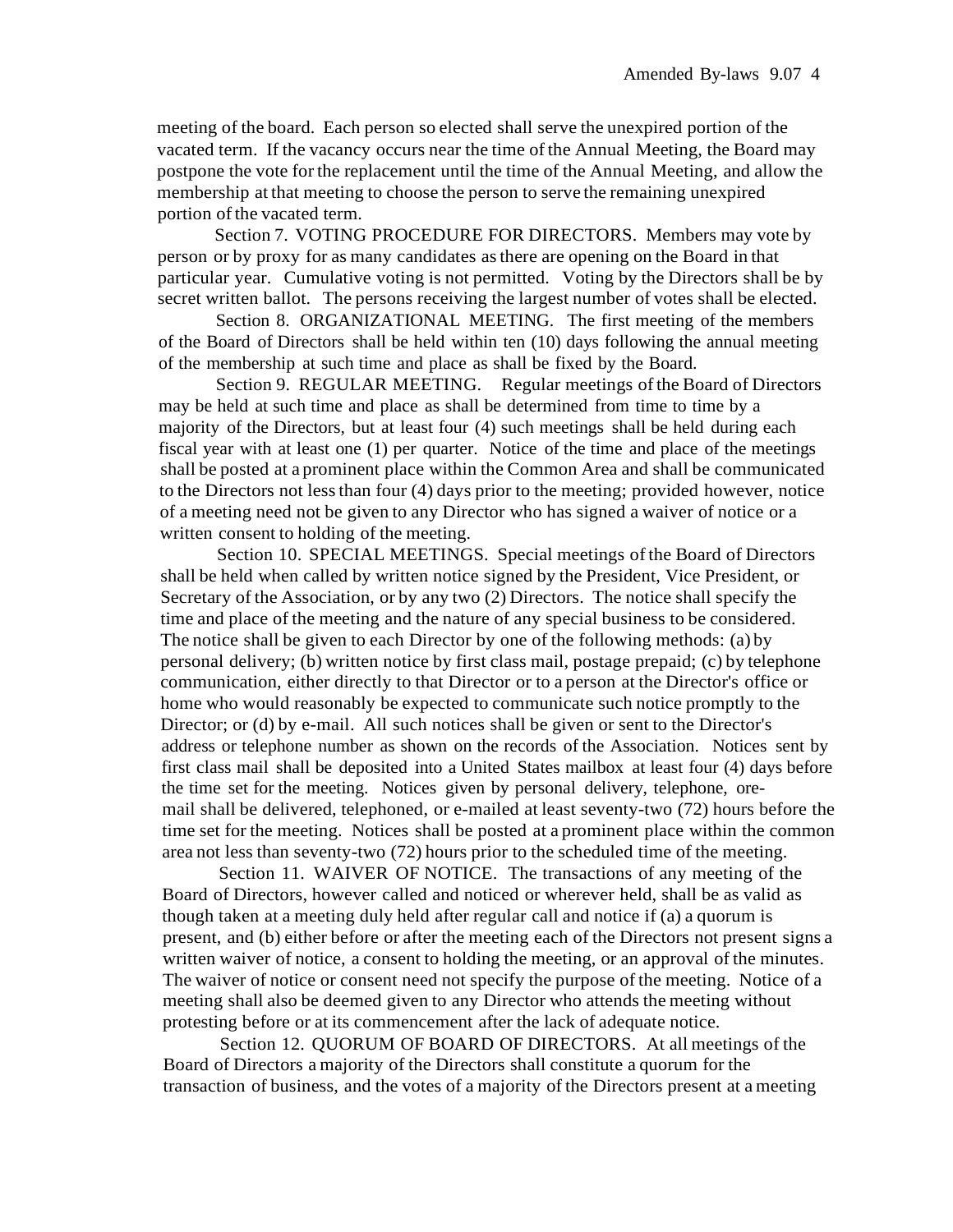meeting of the board. Each person so elected shall serve the unexpired portion of the vacated term. If the vacancy occurs near the time of the Annual Meeting, the Board may postpone the vote for the replacement until the time of the Annual Meeting, and allow the membership at that meeting to choose the person to serve the remaining unexpired portion of the vacated term.

Section 7. VOTING PROCEDURE FOR DIRECTORS. Members may vote by person or by proxy for as many candidates as there are opening on the Board in that particular year. Cumulative voting is not permitted. Voting by the Directors shall be by secret written ballot. The persons receiving the largest number of votes shall be elected.

Section 8. ORGANIZATIONAL MEETING. The first meeting of the members of the Board of Directors shall be held within ten (10) days following the annual meeting of the membership at such time and place as shall be fixed by the Board.

Section 9. REGULAR MEETING. Regular meetings of the Board of Directors may be held at such time and place as shall be determined from time to time by a majority of the Directors, but at least four (4) such meetings shall be held during each fiscal year with at least one (1) per quarter. Notice of the time and place of the meetings shall be posted at a prominent place within the Common Area and shall be communicated to the Directors not less than four (4) days prior to the meeting; provided however, notice of a meeting need not be given to any Director who has signed a waiver of notice or a written consent to holding of the meeting.

Section 10. SPECIAL MEETINGS. Special meetings of the Board of Directors shall be held when called by written notice signed by the President, Vice President, or Secretary of the Association, or by any two (2) Directors. The notice shall specify the time and place of the meeting and the nature of any special business to be considered. The notice shall be given to each Director by one of the following methods: (a) by personal delivery; (b) written notice by first class mail, postage prepaid; (c) by telephone communication, either directly to that Director or to a person at the Director's office or home who would reasonably be expected to communicate such notice promptly to the Director; or (d) by e-mail. All such notices shall be given or sent to the Director's address or telephone number as shown on the records of the Association. Notices sent by first class mail shall be deposited into a United States mailbox at least four (4) days before the time set for the meeting. Notices given by personal delivery, telephone, ore-mail shall be delivered, telephoned, or e-mailed at least seventy-two (72) hours before the time set for the meeting. Notices shall be posted at a prominent place within the common area not less than seventy-two (72) hours prior to the scheduled time of the meeting.

Section 11. WAIVER OF NOTICE. The transactions of any meeting of the Board of Directors, however called and noticed or wherever held, shall be as valid as though taken at a meeting duly held after regular call and notice if (a) a quorum is present, and (b) either before or after the meeting each of the Directors not present signs a written waiver of notice, a consent to holding the meeting, or an approval of the minutes. The waiver of notice or consent need not specify the purpose of the meeting. Notice of a meeting shall also be deemed given to any Director who attends the meeting without protesting before or at its commencement after the lack of adequate notice.

Section 12. QUORUM OF BOARD OF DIRECTORS. At all meetings of the Board of Directors a majority of the Directors shall constitute a quorum for the transaction of business, and the votes of a majority of the Directors present at a meeting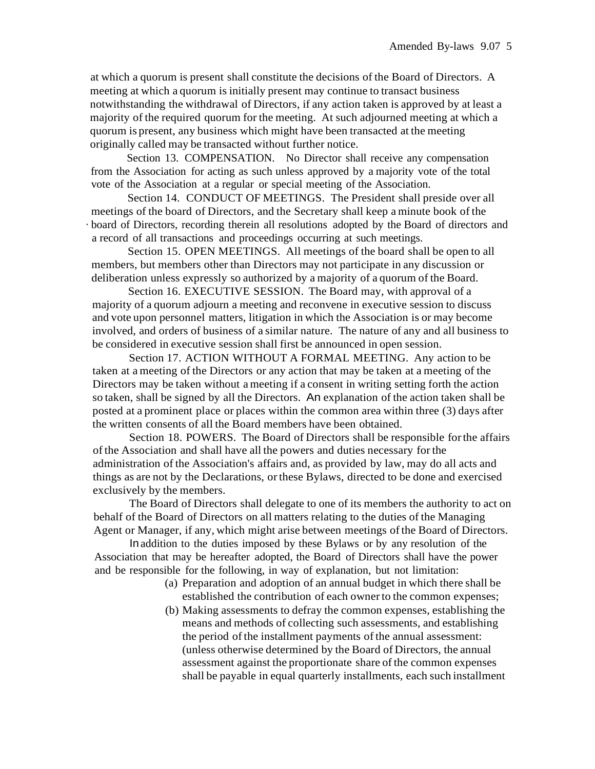at which a quorum is present shall constitute the decisions of the Board of Directors. A meeting at which a quorum is initially present may continue to transact business notwithstanding the withdrawal of Directors, if any action taken is approved by at least a majority of the required quorum for the meeting. At such adjourned meeting at which a quorum is present, any business which might have been transacted at the meeting originally called may be transacted without further notice.

Section 13. COMPENSATION. No Director shall receive any compensation from the Association for acting as such unless approved by a majority vote of the total vote of the Association at a regular or special meeting of the Association.

Section 14. CONDUCT OF MEETINGS. The President shall preside over all meetings of the board of Directors, and the Secretary shall keep a minute book of the board of Directors, recording therein all resolutions adopted by the Board of directors and a record of all transactions and proceedings occurring at such meetings.

Section 15. OPEN MEETINGS. All meetings of the board shall be open to all members, but members other than Directors may not participate in any discussion or deliberation unless expressly so authorized by a majority of a quorum of the Board.

Section 16. EXECUTIVE SESSION. The Board may, with approval of a majority of a quorum adjourn a meeting and reconvene in executive session to discuss and vote upon personnel matters, litigation in which the Association is or may become involved, and orders of business of a similar nature. The nature of any and all business to be considered in executive session shall first be announced in open session.

Section 17. ACTION WITHOUT A FORMAL MEETING. Any action to be taken at a meeting of the Directors or any action that may be taken at a meeting of the Directors may be taken without a meeting if a consent in writing setting forth the action so taken, shall be signed by all the Directors. An explanation of the action taken shall be posted at a prominent place or places within the common area within three (3) days after the written consents of all the Board members have been obtained.

Section 18. POWERS. The Board of Directors shall be responsible for the affairs of the Association and shall have all the powers and duties necessary for the administration of the Association's affairs and, as provided by law, may do all acts and things as are not by the Declarations, or these Bylaws, directed to be done and exercised exclusively by the members.

The Board of Directors shall delegate to one of its members the authority to act on behalf of the Board of Directors on all matters relating to the duties of the Managing Agent or Manager, if any, which might arise between meetings of the Board of Directors.

In addition to the duties imposed by these Bylaws or by any resolution of the Association that may be hereafter adopted, the Board of Directors shall have the power and be responsible for the following, in way of explanation, but not limitation:

(a) Preparation and adoption of an annual budget in which there shall be established the contribution of each owner to the common expenses;

(b) Making assessments to defray the common expenses, establishing the means and methods of collecting such assessments, and establishing the period of the installment payments of the annual assessment: (unless otherwise determined by the Board of Directors, the annual assessment against the proportionate share of the common expenses shall be payable in equal quarterly installments, each such installment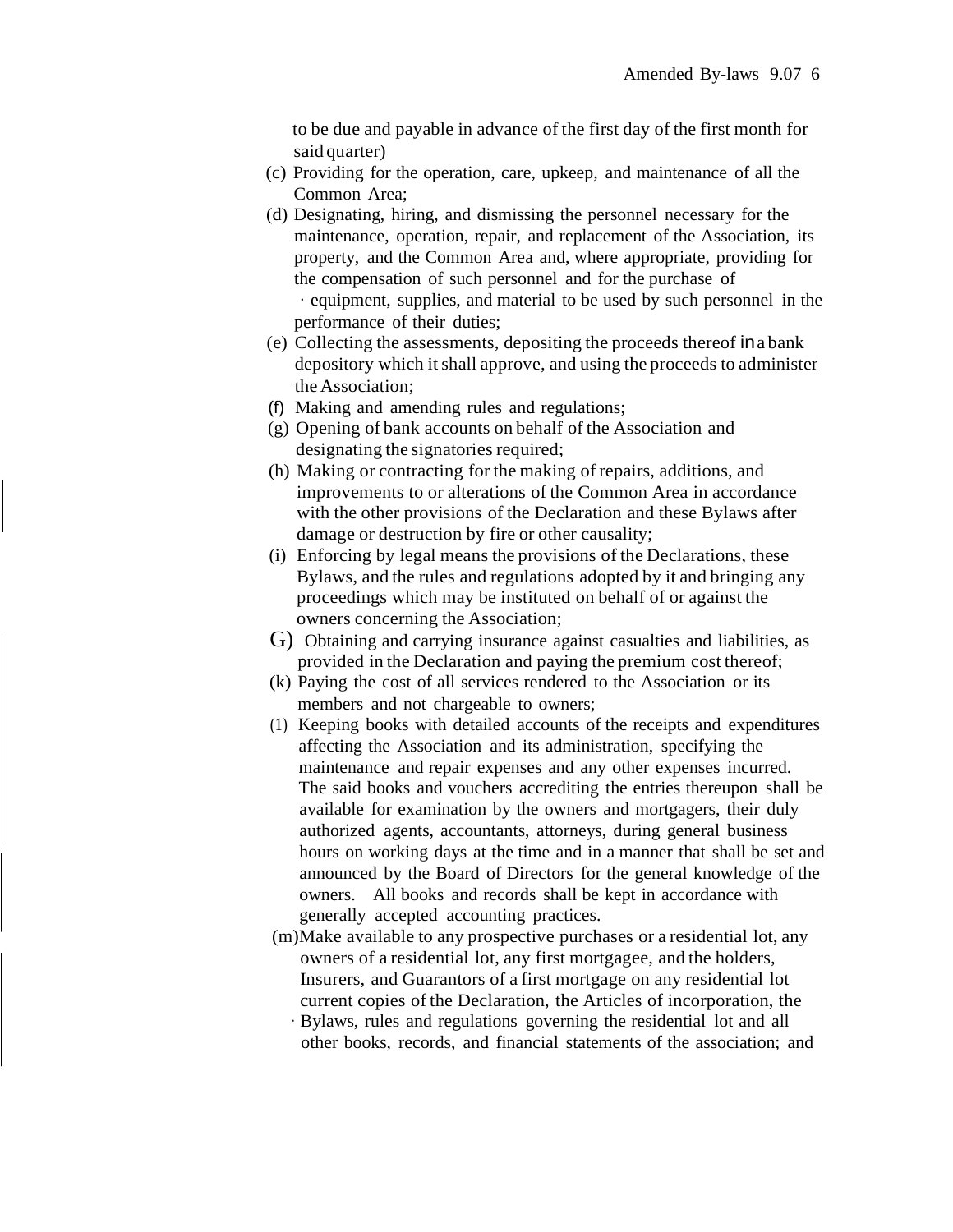to be due and payable in advance of the first day of the first month for said quarter)

(c) Providing for the operation, care, upkeep, and maintenance of all the Common Area;

(d) Designating, hiring, and dismissing the personnel necessary for the maintenance, operation, repair, and replacement of the Association, its property, and the Common Area and, where appropriate, providing for the compensation of such personnel and for the purchase of equipment, supplies, and material to be used by such personnel in the performance of their duties;

(e) Collecting the assessments, depositing the proceeds thereof in a bank depository which it shall approve, and using the proceeds to administer the Association;

(f) Making and amending rules and regulations;

(g) Opening of bank accounts on behalf of the Association and designating the signatories required;

(h) Making or contracting for the making of repairs, additions, and improvements to or alterations of the Common Area in accordance with the other provisions of the Declaration and these Bylaws after damage or destruction by fire or other causality;

(i) Enforcing by legal means the provisions of the Declarations, these Bylaws, and the rules and regulations adopted by it and bringing any proceedings which may be instituted on behalf of or against the owners concerning the Association;

G) Obtaining and carrying insurance against casualties and liabilities, as provided in the Declaration and paying the premium cost thereof;

(k) Paying the cost of all services rendered to the Association or its members and not chargeable to owners;

(1) Keeping books with detailed accounts of the receipts and expenditures affecting the Association and its administration, specifying the maintenance and repair expenses and any other expenses incurred. The said books and vouchers accrediting the entries thereupon shall be available for examination by the owners and mortgagers, their duly authorized agents, accountants, attorneys, during general business hours on working days at the time and in a manner that shall be set and announced by the Board of Directors for the general knowledge of the owners. All books and records shall be kept in accordance with generally accepted accounting practices.

(m)Make available to any prospective purchases or a residential lot, any owners of a residential lot, any first mortgagee, and the holders, Insurers, and Guarantors of a first mortgage on any residential lot current copies of the Declaration, the Articles of incorporation, the Bylaws, rules and regulations governing the residential lot and all other books, records, and financial statements of the association; and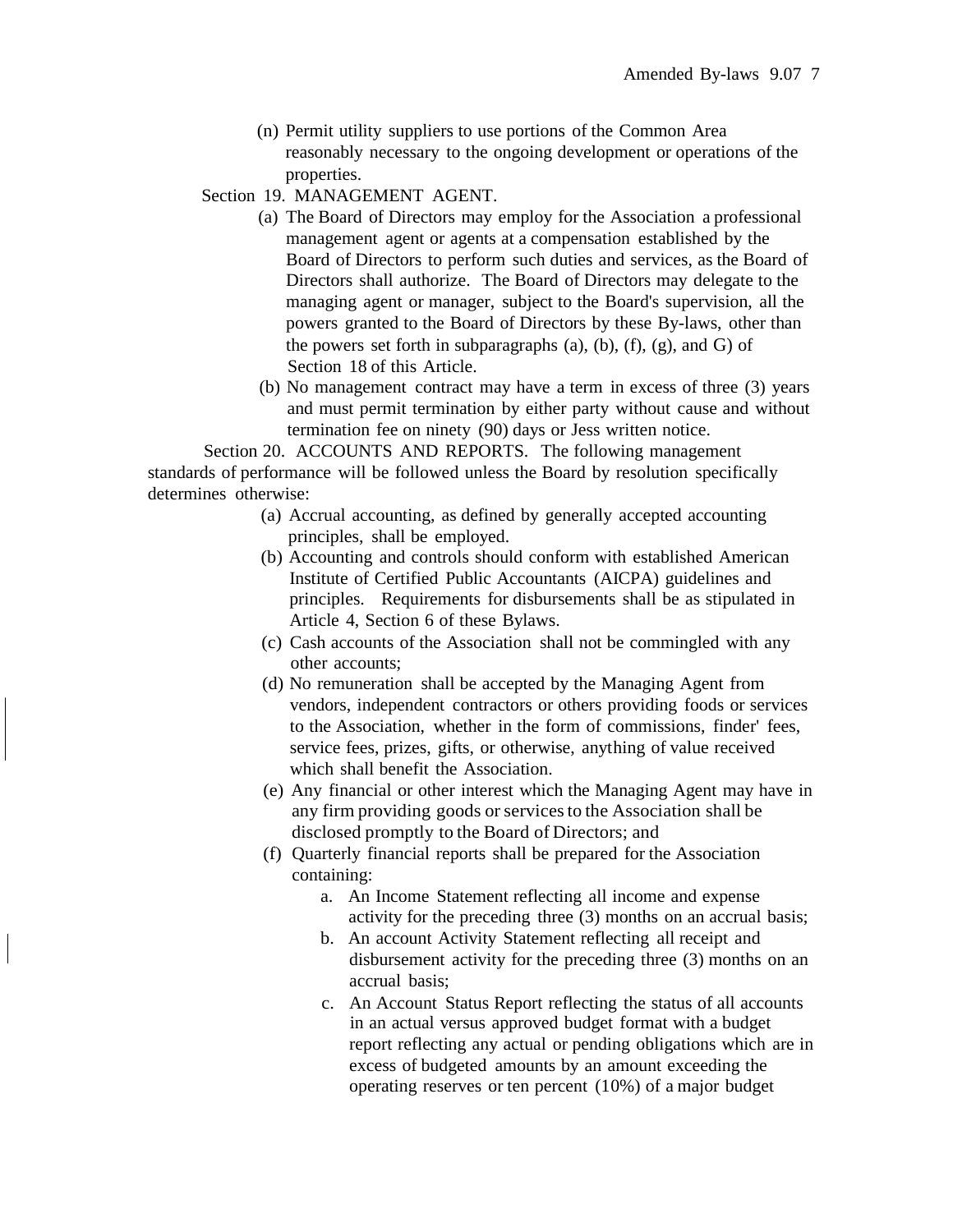(n) Permit utility suppliers to use portions of the Common Area reasonably necessary to the ongoing development or operations of the properties.

Section 19. MANAGEMENT AGENT.

(a) The Board of Directors may employ for the Association a professional management agent or agents at a compensation established by the Board of Directors to perform such duties and services, as the Board of Directors shall authorize. The Board of Directors may delegate to the managing agent or manager, subject to the Board's supervision, all the powers granted to the Board of Directors by these By-laws, other than the powers set forth in subparagraphs (a), (b), (f), (g), and G) of Section 18 of this Article.

(b) No management contract may have a term in excess of three (3) years and must permit termination by either party without cause and without termination fee on ninety (90) days or Jess written notice.

Section 20. ACCOUNTS AND REPORTS. The following management standards of performance will be followed unless the Board by resolution specifically determines otherwise:

(a) Accrual accounting, as defined by generally accepted accounting principles, shall be employed.

(b) Accounting and controls should conform with established American Institute of Certified Public Accountants (AICPA) guidelines and principles. Requirements for disbursements shall be as stipulated in Article 4, Section 6 of these Bylaws.

(c) Cash accounts of the Association shall not be commingled with any other accounts;

(d) No remuneration shall be accepted by the Managing Agent from vendors, independent contractors or others providing foods or services to the Association, whether in the form of commissions, finder' fees, service fees, prizes, gifts, or otherwise, anything of value received which shall benefit the Association.

(e) Any financial or other interest which the Managing Agent may have in any firm providing goods or services to the Association shall be disclosed promptly to the Board of Directors; and

(f) Quarterly financial reports shall be prepared for the Association containing:

   a. An Income Statement reflecting all income and expense activity for the preceding three (3) months on an accrual basis;

   b. An account Activity Statement reflecting all receipt and disbursement activity for the preceding three (3) months on an accrual basis;

   c. An Account Status Report reflecting the status of all accounts in an actual versus approved budget format with a budget report reflecting any actual or pending obligations which are in excess of budgeted amounts by an amount exceeding the operating reserves or ten percent (10%) of a major budget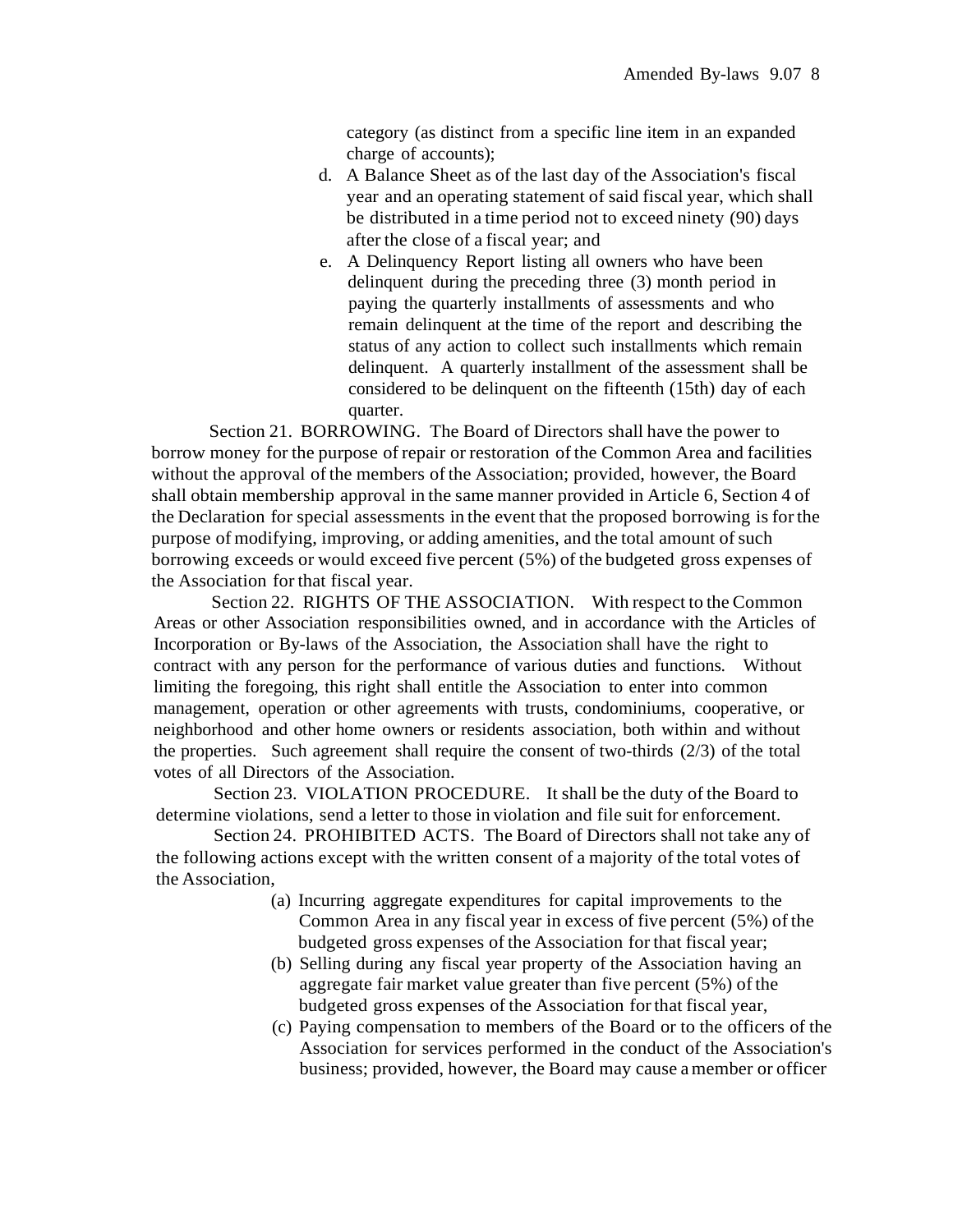category (as distinct from a specific line item in an expanded charge of accounts);

d. A Balance Sheet as of the last day of the Association's fiscal year and an operating statement of said fiscal year, which shall be distributed in a time period not to exceed ninety (90) days after the close of a fiscal year; and

e. A Delinquency Report listing all owners who have been delinquent during the preceding three (3) month period in paying the quarterly installments of assessments and who remain delinquent at the time of the report and describing the status of any action to collect such installments which remain delinquent. A quarterly installment of the assessment shall be considered to be delinquent on the fifteenth (15th) day of each quarter.

Section 21. BORROWING. The Board of Directors shall have the power to borrow money for the purpose of repair or restoration of the Common Area and facilities without the approval of the members of the Association; provided, however, the Board shall obtain membership approval in the same manner provided in Article 6, Section 4 of the Declaration for special assessments in the event that the proposed borrowing is for the purpose of modifying, improving, or adding amenities, and the total amount of such borrowing exceeds or would exceed five percent (5%) of the budgeted gross expenses of the Association for that fiscal year.

Section 22. RIGHTS OF THE ASSOCIATION. With respect to the Common Areas or other Association responsibilities owned, and in accordance with the Articles of Incorporation or By-laws of the Association, the Association shall have the right to contract with any person for the performance of various duties and functions. Without limiting the foregoing, this right shall entitle the Association to enter into common management, operation or other agreements with trusts, condominiums, cooperative, or neighborhood and other home owners or residents association, both within and without the properties. Such agreement shall require the consent of two-thirds (2/3) of the total votes of all Directors of the Association.

Section 23. VIOLATION PROCEDURE. It shall be the duty of the Board to determine violations, send a letter to those in violation and file suit for enforcement.

Section 24. PROHIBITED ACTS. The Board of Directors shall not take any of the following actions except with the written consent of a majority of the total votes of the Association,

(a) Incurring aggregate expenditures for capital improvements to the Common Area in any fiscal year in excess of five percent (5%) of the budgeted gross expenses of the Association for that fiscal year;

(b) Selling during any fiscal year property of the Association having an aggregate fair market value greater than five percent (5%) of the budgeted gross expenses of the Association for that fiscal year,

(c) Paying compensation to members of the Board or to the officers of the Association for services performed in the conduct of the Association's business; provided, however, the Board may cause a member or officer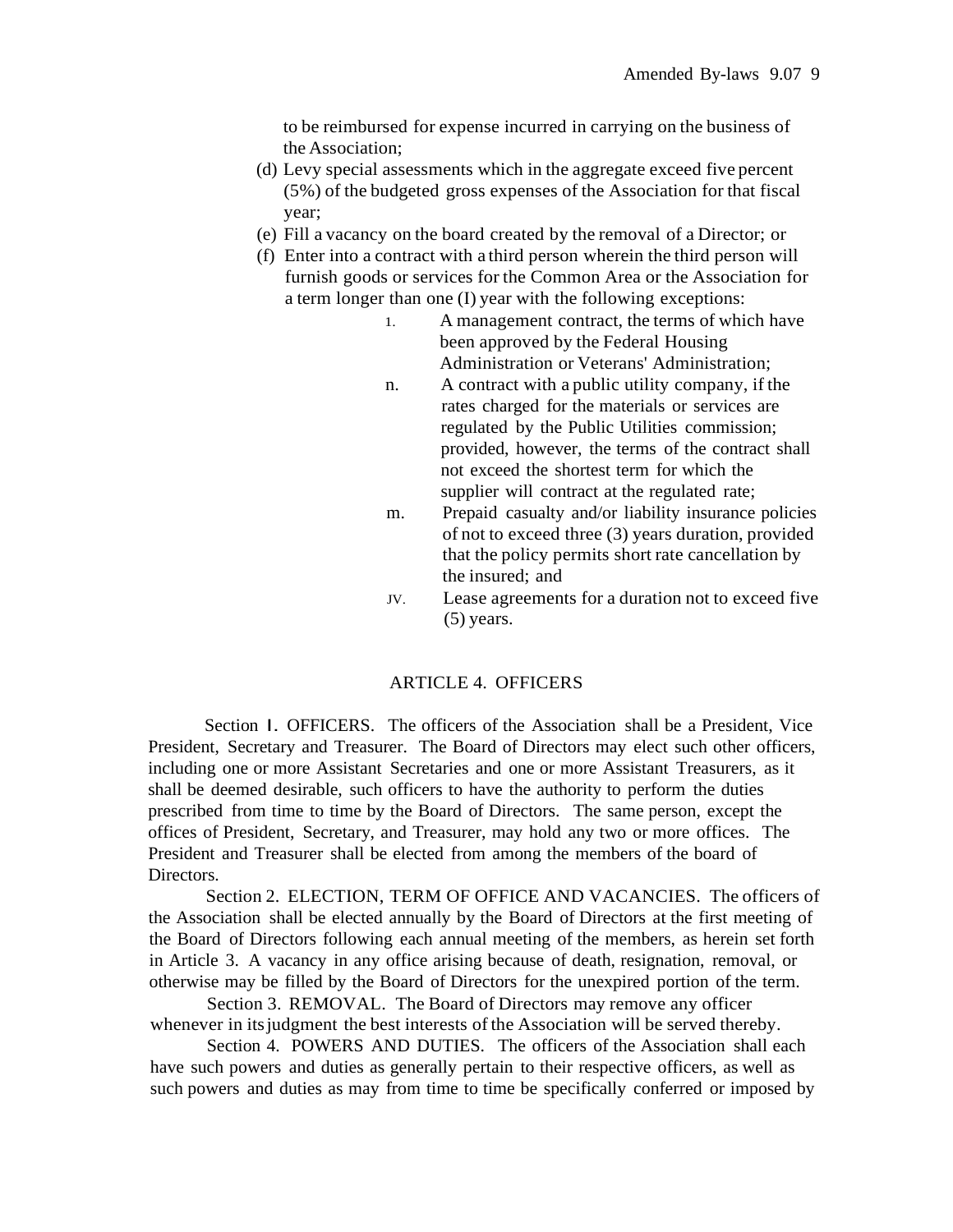to be reimbursed for expense incurred in carrying on the business of the Association;

(d) Levy special assessments which in the aggregate exceed five percent (5%) of the budgeted gross expenses of the Association for that fiscal year;

(e) Fill a vacancy on the board created by the removal of a Director; or

(f) Enter into a contract with a third person wherein the third person will furnish goods or services for the Common Area or the Association for a term longer than one (I) year with the following exceptions:

1. A management contract, the terms of which have been approved by the Federal Housing Administration or Veterans' Administration;

n. A contract with a public utility company, if the rates charged for the materials or services are regulated by the Public Utilities commission; provided, however, the terms of the contract shall not exceed the shortest term for which the supplier will contract at the regulated rate;

m. Prepaid casualty and/or liability insurance policies of not to exceed three (3) years duration, provided that the policy permits short rate cancellation by the insured; and

JV. Lease agreements for a duration not to exceed five (5) years.

## ARTICLE 4. OFFICERS

Section I. OFFICERS. The officers of the Association shall be a President, Vice President, Secretary and Treasurer. The Board of Directors may elect such other officers, including one or more Assistant Secretaries and one or more Assistant Treasurers, as it shall be deemed desirable, such officers to have the authority to perform the duties prescribed from time to time by the Board of Directors. The same person, except the offices of President, Secretary, and Treasurer, may hold any two or more offices. The President and Treasurer shall be elected from among the members of the board of Directors.

Section 2. ELECTION, TERM OF OFFICE AND VACANCIES. The officers of the Association shall be elected annually by the Board of Directors at the first meeting of the Board of Directors following each annual meeting of the members, as herein set forth in Article 3. A vacancy in any office arising because of death, resignation, removal, or otherwise may be filled by the Board of Directors for the unexpired portion of the term.

Section 3. REMOVAL. The Board of Directors may remove any officer whenever in its judgment the best interests of the Association will be served thereby.

Section 4. POWERS AND DUTIES. The officers of the Association shall each have such powers and duties as generally pertain to their respective officers, as well as such powers and duties as may from time to time be specifically conferred or imposed by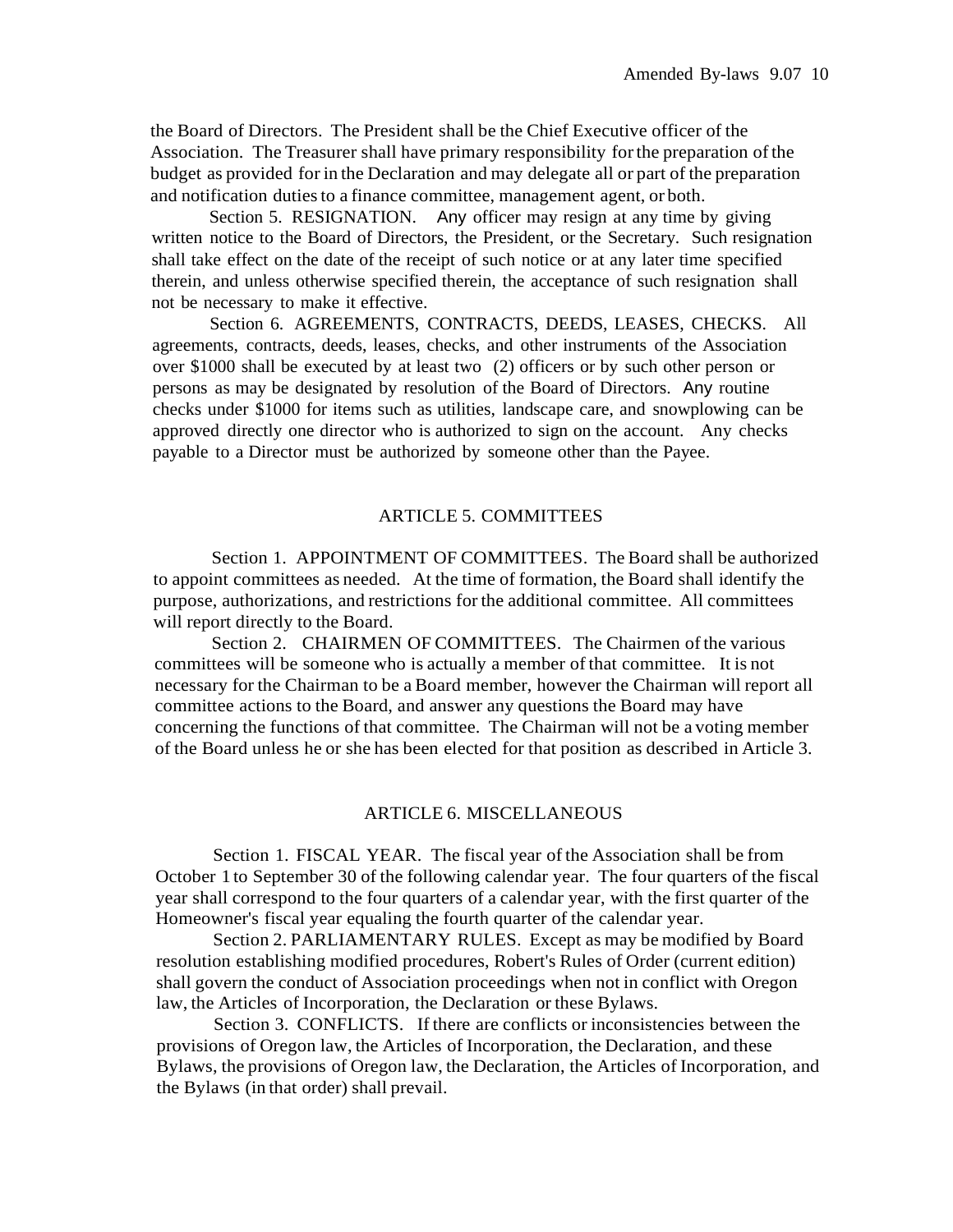the Board of Directors. The President shall be the Chief Executive officer of the Association. The Treasurer shall have primary responsibility for the preparation of the budget as provided for in the Declaration and may delegate all or part of the preparation and notification duties to a finance committee, management agent, or both.

Section 5. RESIGNATION. Any officer may resign at any time by giving written notice to the Board of Directors, the President, or the Secretary. Such resignation shall take effect on the date of the receipt of such notice or at any later time specified therein, and unless otherwise specified therein, the acceptance of such resignation shall not be necessary to make it effective.

Section 6. AGREEMENTS, CONTRACTS, DEEDS, LEASES, CHECKS. All agreements, contracts, deeds, leases, checks, and other instruments of the Association over $1000 shall be executed by at least two (2) officers or by such other person or persons as may be designated by resolution of the Board of Directors. Any routine checks under $1000 for items such as utilities, landscape care, and snowplowing can be approved directly one director who is authorized to sign on the account. Any checks payable to a Director must be authorized by someone other than the Payee.

## ARTICLE 5. COMMITTEES

Section 1. APPOINTMENT OF COMMITTEES. The Board shall be authorized to appoint committees as needed. At the time of formation, the Board shall identify the purpose, authorizations, and restrictions for the additional committee. All committees will report directly to the Board.

Section 2. CHAIRMEN OF COMMITTEES. The Chairmen of the various committees will be someone who is actually a member of that committee. It is not necessary for the Chairman to be a Board member, however the Chairman will report all committee actions to the Board, and answer any questions the Board may have concerning the functions of that committee. The Chairman will not be a voting member of the Board unless he or she has been elected for that position as described in Article 3.

## ARTICLE 6. MISCELLANEOUS

Section 1. FISCAL YEAR. The fiscal year of the Association shall be from October 1 to September 30 of the following calendar year. The four quarters of the fiscal year shall correspond to the four quarters of a calendar year, with the first quarter of the Homeowner's fiscal year equaling the fourth quarter of the calendar year.

Section 2. PARLIAMENTARY RULES. Except as may be modified by Board resolution establishing modified procedures, Robert's Rules of Order (current edition) shall govern the conduct of Association proceedings when not in conflict with Oregon law, the Articles of Incorporation, the Declaration or these Bylaws.

Section 3. CONFLICTS. If there are conflicts or inconsistencies between the provisions of Oregon law, the Articles of Incorporation, the Declaration, and these Bylaws, the provisions of Oregon law, the Declaration, the Articles of Incorporation, and the Bylaws (in that order) shall prevail.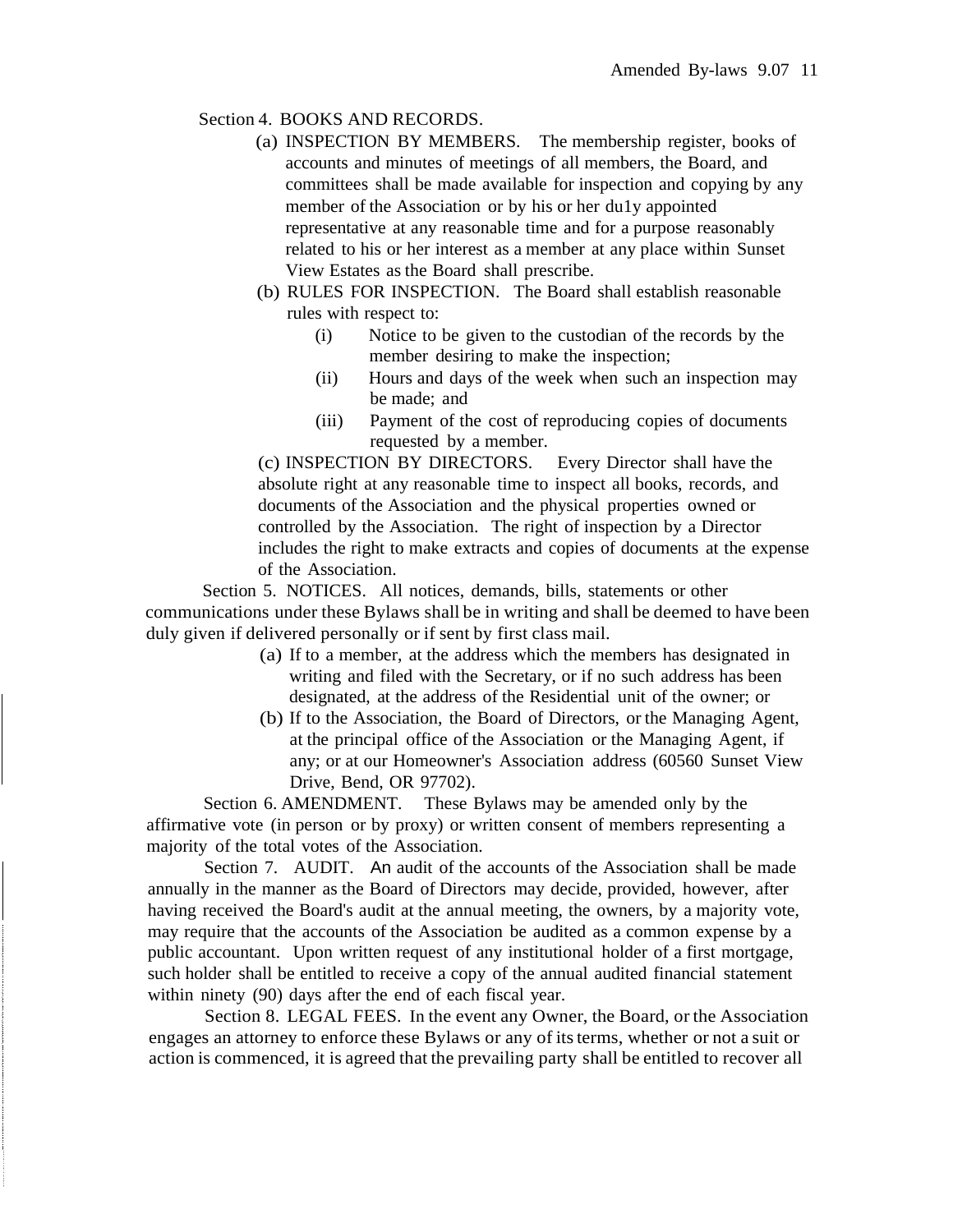Section 4. BOOKS AND RECORDS.

(a) INSPECTION BY MEMBERS. The membership register, books of accounts and minutes of meetings of all members, the Board, and committees shall be made available for inspection and copying by any member of the Association or by his or her du1y appointed representative at any reasonable time and for a purpose reasonably related to his or her interest as a member at any place within Sunset View Estates as the Board shall prescribe.

(b) RULES FOR INSPECTION. The Board shall establish reasonable rules with respect to:

(i) Notice to be given to the custodian of the records by the member desiring to make the inspection;

(ii) Hours and days of the week when such an inspection may be made; and

(iii) Payment of the cost of reproducing copies of documents requested by a member.

(c) INSPECTION BY DIRECTORS. Every Director shall have the absolute right at any reasonable time to inspect all books, records, and documents of the Association and the physical properties owned or controlled by the Association. The right of inspection by a Director includes the right to make extracts and copies of documents at the expense of the Association.

Section 5. NOTICES. All notices, demands, bills, statements or other communications under these Bylaws shall be in writing and shall be deemed to have been duly given if delivered personally or if sent by first class mail.

(a) If to a member, at the address which the members has designated in writing and filed with the Secretary, or if no such address has been designated, at the address of the Residential unit of the owner; or

(b) If to the Association, the Board of Directors, or the Managing Agent, at the principal office of the Association or the Managing Agent, if any; or at our Homeowner's Association address (60560 Sunset View Drive, Bend, OR 97702).

Section 6. AMENDMENT. These Bylaws may be amended only by the affirmative vote (in person or by proxy) or written consent of members representing a majority of the total votes of the Association.

Section 7. AUDIT. An audit of the accounts of the Association shall be made annually in the manner as the Board of Directors may decide, provided, however, after having received the Board's audit at the annual meeting, the owners, by a majority vote, may require that the accounts of the Association be audited as a common expense by a public accountant. Upon written request of any institutional holder of a first mortgage, such holder shall be entitled to receive a copy of the annual audited financial statement within ninety (90) days after the end of each fiscal year.

Section 8. LEGAL FEES. In the event any Owner, the Board, or the Association engages an attorney to enforce these Bylaws or any of its terms, whether or not a suit or action is commenced, it is agreed that the prevailing party shall be entitled to recover all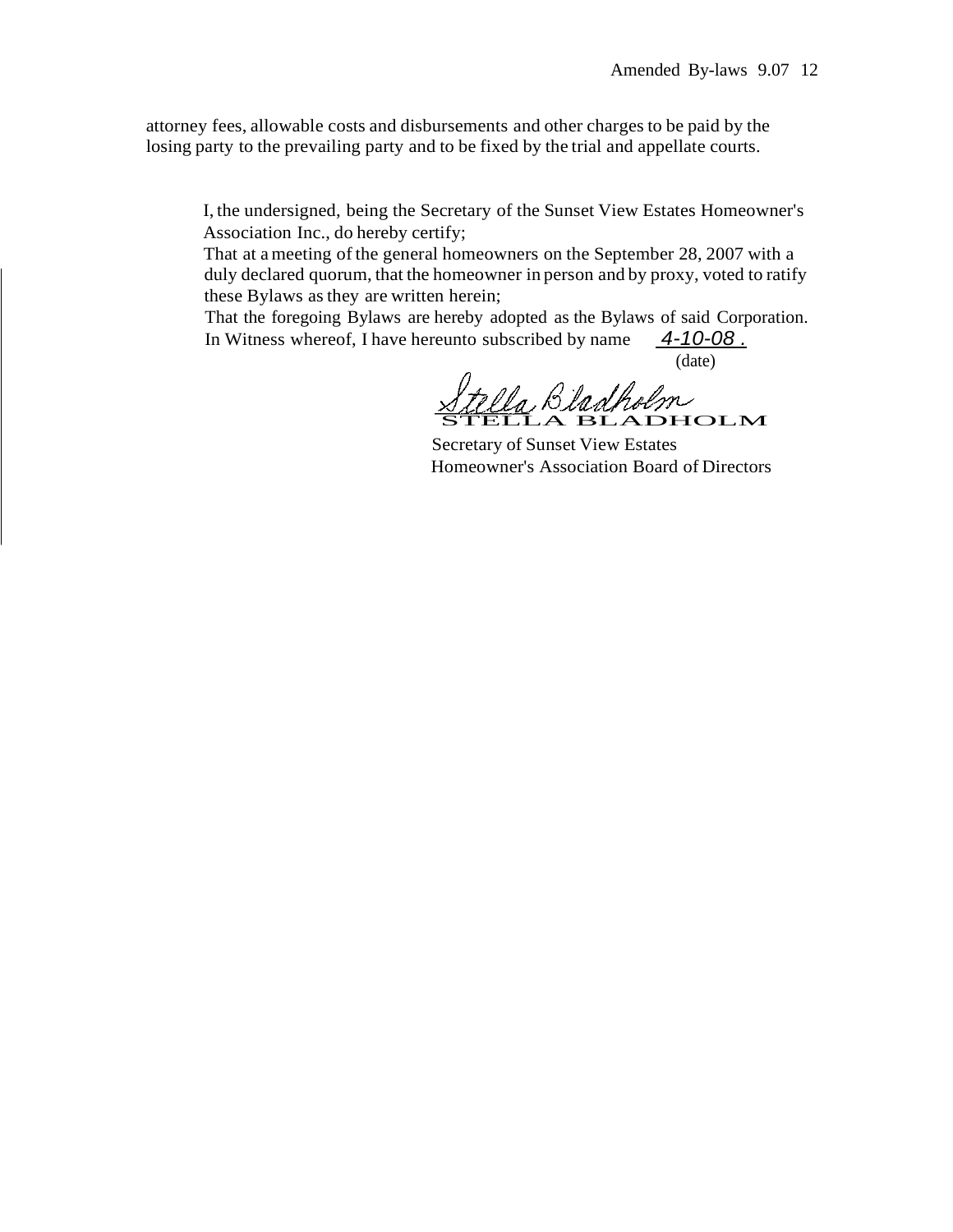attorney fees, allowable costs and disbursements and other charges to be paid by the losing party to the prevailing party and to be fixed by the trial and appellate courts.

I, the undersigned, being the Secretary of the Sunset View Estates Homeowner's Association Inc., do hereby certify;

That at a meeting of the general homeowners on the September 28, 2007 with a duly declared quorum, that the homeowner in person and by proxy, voted to ratify these Bylaws as they are written herein;

That the foregoing Bylaws are hereby adopted as the Bylaws of said Corporation.

In Witness whereof, I have hereunto subscribed by name *4-10-08 .*
(date)

Stella Bladholm
STELLA BLADHOLM
Secretary of Sunset View Estates
Homeowner's Association Board of Directors